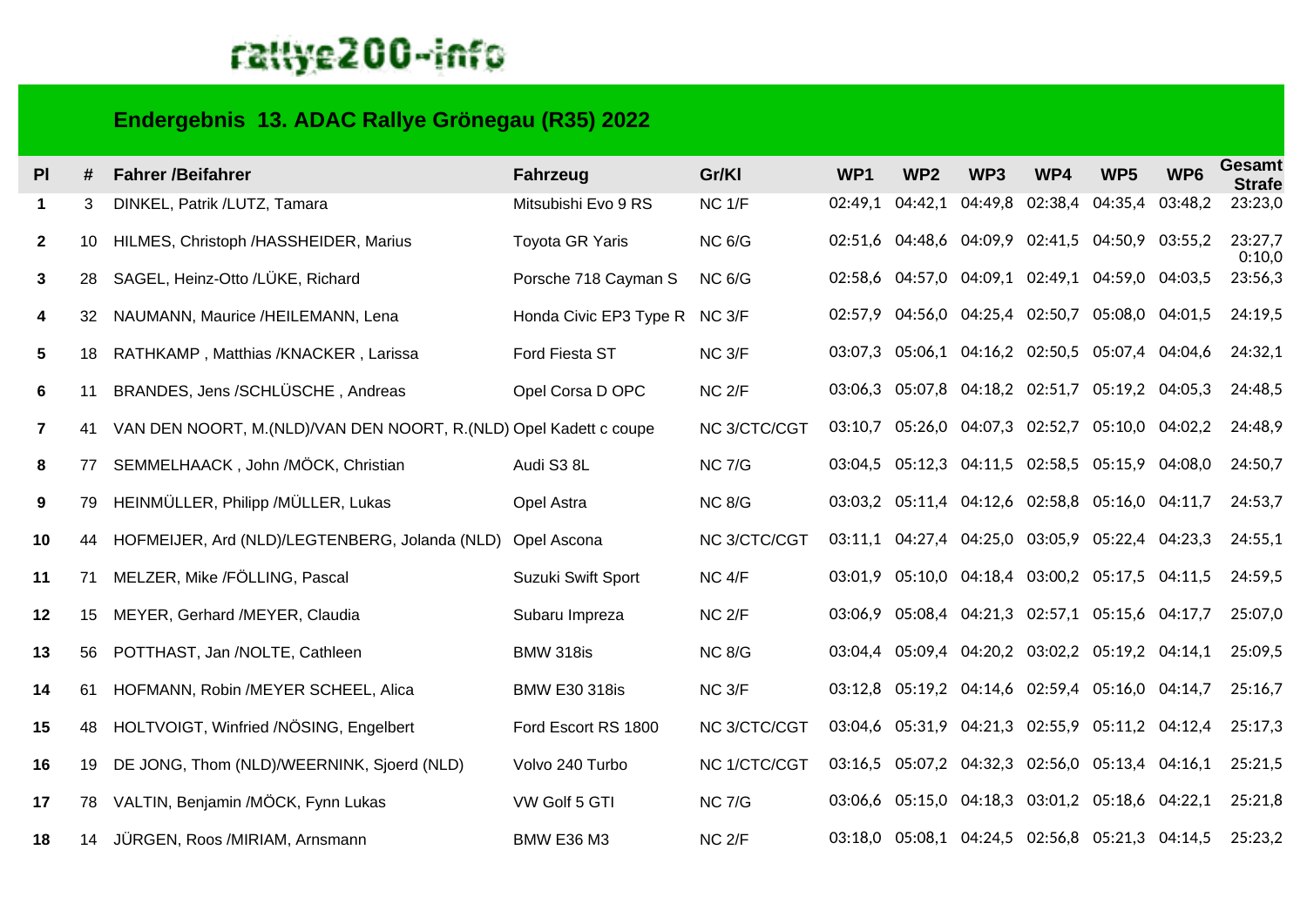rallye200-info

## Endergebnis 13. ADAC Rallye Grönegau (R35) 2022

| Pl | # | Fahrer /Beifahrer | Fahrzeug | Gr/Kl | WP1 | WP2 | WP3 | WP4 | WP5 | WP6 | Gesamt Strafe |
|---|---|---|---|---|---|---|---|---|---|---|---|
| 1 | 3 | DINKEL, Patrik /LUTZ, Tamara | Mitsubishi Evo 9 RS | NC 1/F | 02:49,1 | 04:42,1 | 04:49,8 | 02:38,4 | 04:35,4 | 03:48,2 | 23:23,0 |
| 2 | 10 | HILMES, Christoph /HASSHEIDER, Marius | Toyota GR Yaris | NC 6/G | 02:51,6 | 04:48,6 | 04:09,9 | 02:41,5 | 04:50,9 | 03:55,2 | 23:27,7 0:10,0 |
| 3 | 28 | SAGEL, Heinz-Otto /LÜKE, Richard | Porsche 718 Cayman S | NC 6/G | 02:58,6 | 04:57,0 | 04:09,1 | 02:49,1 | 04:59,0 | 04:03,5 | 23:56,3 |
| 4 | 32 | NAUMANN, Maurice /HEILEMANN, Lena | Honda Civic EP3 Type R | NC 3/F | 02:57,9 | 04:56,0 | 04:25,4 | 02:50,7 | 05:08,0 | 04:01,5 | 24:19,5 |
| 5 | 18 | RATHKAMP , Matthias /KNACKER , Larissa | Ford Fiesta ST | NC 3/F | 03:07,3 | 05:06,1 | 04:16,2 | 02:50,5 | 05:07,4 | 04:04,6 | 24:32,1 |
| 6 | 11 | BRANDES, Jens /SCHLÜSCHE , Andreas | Opel Corsa D OPC | NC 2/F | 03:06,3 | 05:07,8 | 04:18,2 | 02:51,7 | 05:19,2 | 04:05,3 | 24:48,5 |
| 7 | 41 | VAN DEN NOORT, M.(NLD)/VAN DEN NOORT, R.(NLD) | Opel Kadett c coupe | NC 3/CTC/CGT | 03:10,7 | 05:26,0 | 04:07,3 | 02:52,7 | 05:10,0 | 04:02,2 | 24:48,9 |
| 8 | 77 | SEMMELHAACK , John /MÖCK, Christian | Audi S3 8L | NC 7/G | 03:04,5 | 05:12,3 | 04:11,5 | 02:58,5 | 05:15,9 | 04:08,0 | 24:50,7 |
| 9 | 79 | HEINMÜLLER, Philipp /MÜLLER, Lukas | Opel Astra | NC 8/G | 03:03,2 | 05:11,4 | 04:12,6 | 02:58,8 | 05:16,0 | 04:11,7 | 24:53,7 |
| 10 | 44 | HOFMEIJER, Ard (NLD)/LEGTENBERG, Jolanda (NLD) | Opel Ascona | NC 3/CTC/CGT | 03:11,1 | 04:27,4 | 04:25,0 | 03:05,9 | 05:22,4 | 04:23,3 | 24:55,1 |
| 11 | 71 | MELZER, Mike /FÖLLING, Pascal | Suzuki Swift Sport | NC 4/F | 03:01,9 | 05:10,0 | 04:18,4 | 03:00,2 | 05:17,5 | 04:11,5 | 24:59,5 |
| 12 | 15 | MEYER, Gerhard /MEYER, Claudia | Subaru Impreza | NC 2/F | 03:06,9 | 05:08,4 | 04:21,3 | 02:57,1 | 05:15,6 | 04:17,7 | 25:07,0 |
| 13 | 56 | POTTHAST, Jan /NOLTE, Cathleen | BMW 318is | NC 8/G | 03:04,4 | 05:09,4 | 04:20,2 | 03:02,2 | 05:19,2 | 04:14,1 | 25:09,5 |
| 14 | 61 | HOFMANN, Robin /MEYER SCHEEL, Alica | BMW E30 318is | NC 3/F | 03:12,8 | 05:19,2 | 04:14,6 | 02:59,4 | 05:16,0 | 04:14,7 | 25:16,7 |
| 15 | 48 | HOLTVOIGT, Winfried /NÖSING, Engelbert | Ford Escort RS 1800 | NC 3/CTC/CGT | 03:04,6 | 05:31,9 | 04:21,3 | 02:55,9 | 05:11,2 | 04:12,4 | 25:17,3 |
| 16 | 19 | DE JONG, Thom (NLD)/WEERNINK, Sjoerd (NLD) | Volvo 240 Turbo | NC 1/CTC/CGT | 03:16,5 | 05:07,2 | 04:32,3 | 02:56,0 | 05:13,4 | 04:16,1 | 25:21,5 |
| 17 | 78 | VALTIN, Benjamin /MÖCK, Fynn Lukas | VW Golf 5 GTI | NC 7/G | 03:06,6 | 05:15,0 | 04:18,3 | 03:01,2 | 05:18,6 | 04:22,1 | 25:21,8 |
| 18 | 14 | JÜRGEN, Roos /MIRIAM, Arnsmann | BMW E36 M3 | NC 2/F | 03:18,0 | 05:08,1 | 04:24,5 | 02:56,8 | 05:21,3 | 04:14,5 | 25:23,2 |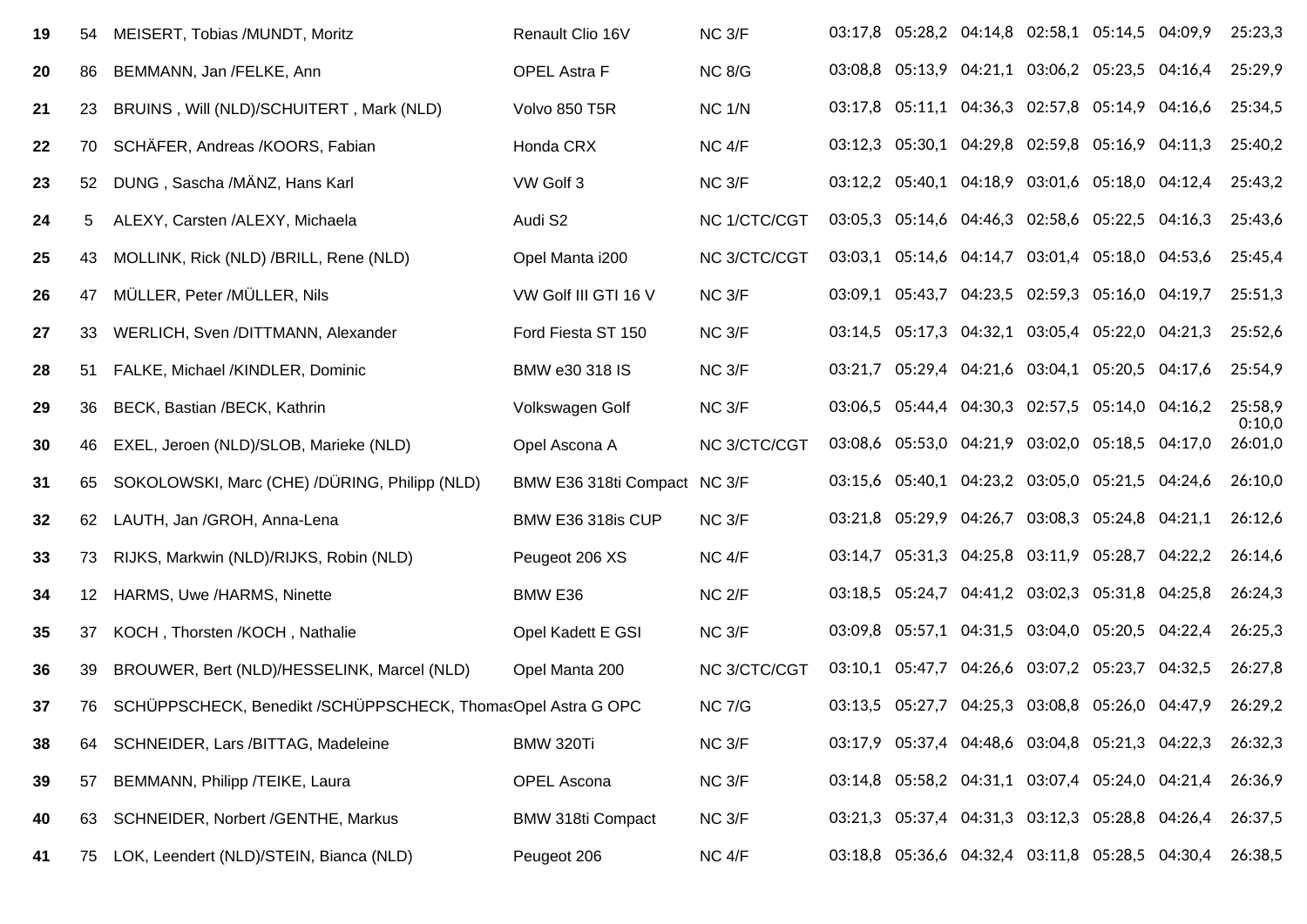| | | | | | | | | | | | |
|---|---|---|---|---|---|---|---|---|---|---|---|
| **19** | 54 | MEISERT, Tobias /MUNDT, Moritz | Renault Clio 16V | NC 3/F | 03:17,8 | 05:28,2 | 04:14,8 | 02:58,1 | 05:14,5 | 04:09,9 | 25:23,3 |
| **20** | 86 | BEMMANN, Jan /FELKE, Ann | OPEL Astra F | NC 8/G | 03:08,8 | 05:13,9 | 04:21,1 | 03:06,2 | 05:23,5 | 04:16,4 | 25:29,9 |
| **21** | 23 | BRUINS , Will (NLD)/SCHUITERT , Mark (NLD) | Volvo 850 T5R | NC 1/N | 03:17,8 | 05:11,1 | 04:36,3 | 02:57,8 | 05:14,9 | 04:16,6 | 25:34,5 |
| **22** | 70 | SCHÄFER, Andreas /KOORS, Fabian | Honda CRX | NC 4/F | 03:12,3 | 05:30,1 | 04:29,8 | 02:59,8 | 05:16,9 | 04:11,3 | 25:40,2 |
| **23** | 52 | DUNG , Sascha /MÄNZ, Hans Karl | VW Golf 3 | NC 3/F | 03:12,2 | 05:40,1 | 04:18,9 | 03:01,6 | 05:18,0 | 04:12,4 | 25:43,2 |
| **24** | 5 | ALEXY, Carsten /ALEXY, Michaela | Audi S2 | NC 1/CTC/CGT | 03:05,3 | 05:14,6 | 04:46,3 | 02:58,6 | 05:22,5 | 04:16,3 | 25:43,6 |
| **25** | 43 | MOLLINK, Rick (NLD) /BRILL, Rene (NLD) | Opel Manta i200 | NC 3/CTC/CGT | 03:03,1 | 05:14,6 | 04:14,7 | 03:01,4 | 05:18,0 | 04:53,6 | 25:45,4 |
| **26** | 47 | MÜLLER, Peter /MÜLLER, Nils | VW Golf III GTI 16 V | NC 3/F | 03:09,1 | 05:43,7 | 04:23,5 | 02:59,3 | 05:16,0 | 04:19,7 | 25:51,3 |
| **27** | 33 | WERLICH, Sven /DITTMANN, Alexander | Ford Fiesta ST 150 | NC 3/F | 03:14,5 | 05:17,3 | 04:32,1 | 03:05,4 | 05:22,0 | 04:21,3 | 25:52,6 |
| **28** | 51 | FALKE, Michael /KINDLER, Dominic | BMW e30 318 IS | NC 3/F | 03:21,7 | 05:29,4 | 04:21,6 | 03:04,1 | 05:20,5 | 04:17,6 | 25:54,9 |
| **29** | 36 | BECK, Bastian /BECK, Kathrin | Volkswagen Golf | NC 3/F | 03:06,5 | 05:44,4 | 04:30,3 | 02:57,5 | 05:14,0 | 04:16,2 | 25:58,9<br>0:10,0 |
| **30** | 46 | EXEL, Jeroen (NLD)/SLOB, Marieke (NLD) | Opel Ascona A | NC 3/CTC/CGT | 03:08,6 | 05:53,0 | 04:21,9 | 03:02,0 | 05:18,5 | 04:17,0 | 26:01,0 |
| **31** | 65 | SOKOLOWSKI, Marc (CHE) /DÜRING, Philipp (NLD) | BMW E36 318ti Compact | NC 3/F | 03:15,6 | 05:40,1 | 04:23,2 | 03:05,0 | 05:21,5 | 04:24,6 | 26:10,0 |
| **32** | 62 | LAUTH, Jan /GROH, Anna-Lena | BMW E36 318is CUP | NC 3/F | 03:21,8 | 05:29,9 | 04:26,7 | 03:08,3 | 05:24,8 | 04:21,1 | 26:12,6 |
| **33** | 73 | RIJKS, Markwin (NLD)/RIJKS, Robin (NLD) | Peugeot 206 XS | NC 4/F | 03:14,7 | 05:31,3 | 04:25,8 | 03:11,9 | 05:28,7 | 04:22,2 | 26:14,6 |
| **34** | 12 | HARMS, Uwe /HARMS, Ninette | BMW E36 | NC 2/F | 03:18,5 | 05:24,7 | 04:41,2 | 03:02,3 | 05:31,8 | 04:25,8 | 26:24,3 |
| **35** | 37 | KOCH , Thorsten /KOCH , Nathalie | Opel Kadett E GSI | NC 3/F | 03:09,8 | 05:57,1 | 04:31,5 | 03:04,0 | 05:20,5 | 04:22,4 | 26:25,3 |
| **36** | 39 | BROUWER, Bert (NLD)/HESSELINK, Marcel (NLD) | Opel Manta 200 | NC 3/CTC/CGT | 03:10,1 | 05:47,7 | 04:26,6 | 03:07,2 | 05:23,7 | 04:32,5 | 26:27,8 |
| **37** | 76 | SCHÜPPSCHECK, Benedikt /SCHÜPPSCHECK, Thomas | Opel Astra G OPC | NC 7/G | 03:13,5 | 05:27,7 | 04:25,3 | 03:08,8 | 05:26,0 | 04:47,9 | 26:29,2 |
| **38** | 64 | SCHNEIDER, Lars /BITTAG, Madeleine | BMW 320Ti | NC 3/F | 03:17,9 | 05:37,4 | 04:48,6 | 03:04,8 | 05:21,3 | 04:22,3 | 26:32,3 |
| **39** | 57 | BEMMANN, Philipp /TEIKE, Laura | OPEL Ascona | NC 3/F | 03:14,8 | 05:58,2 | 04:31,1 | 03:07,4 | 05:24,0 | 04:21,4 | 26:36,9 |
| **40** | 63 | SCHNEIDER, Norbert /GENTHE, Markus | BMW 318ti Compact | NC 3/F | 03:21,3 | 05:37,4 | 04:31,3 | 03:12,3 | 05:28,8 | 04:26,4 | 26:37,5 |
| **41** | 75 | LOK, Leendert (NLD)/STEIN, Bianca (NLD) | Peugeot 206 | NC 4/F | 03:18,8 | 05:36,6 | 04:32,4 | 03:11,8 | 05:28,5 | 04:30,4 | 26:38,5 |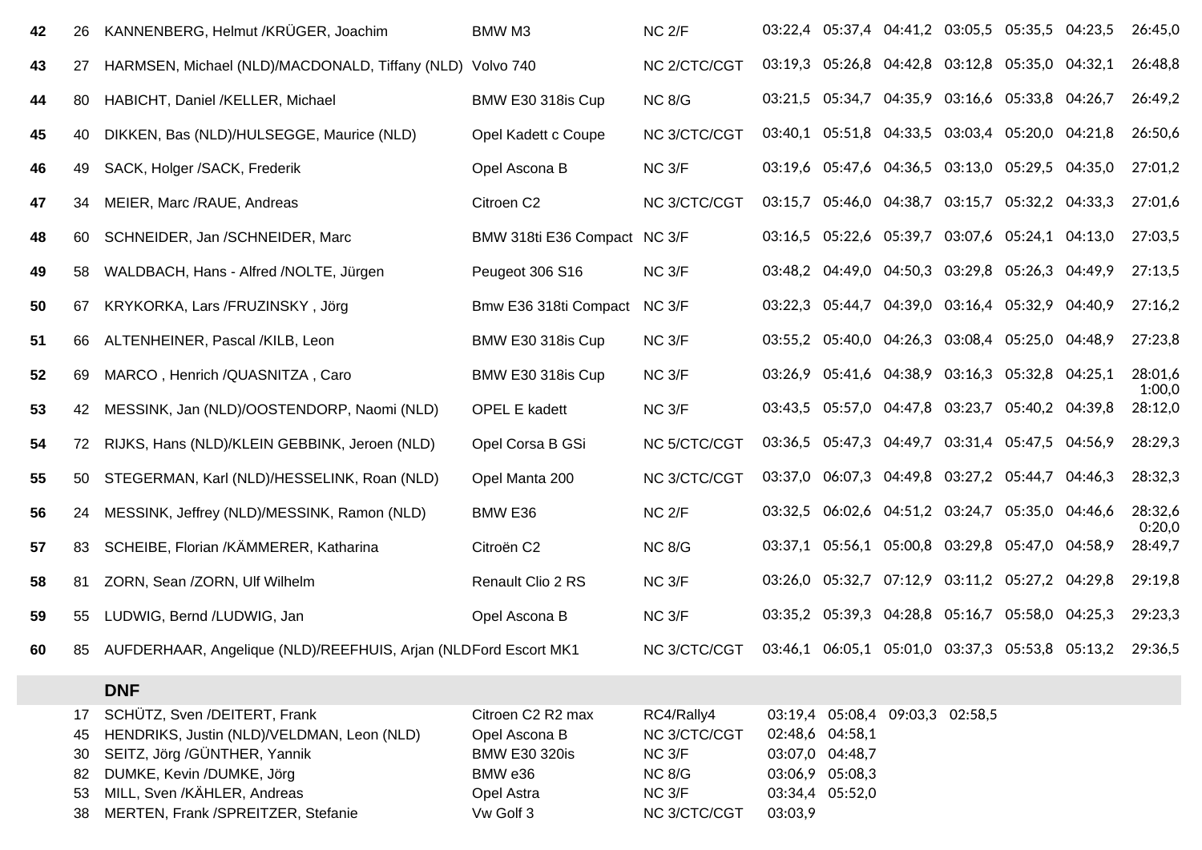| | | | | | | | | | | | | |
|---|---|---|---|---|---|---|---|---|---|---|---|---|
| **42** | 26 | KANNENBERG, Helmut /KRÜGER, Joachim | BMW M3 | NC 2/F | 03:22,4 | 05:37,4 | 04:41,2 | 03:05,5 | 05:35,5 | 04:23,5 | 26:45,0 |
| **43** | 27 | HARMSEN, Michael (NLD)/MACDONALD, Tiffany (NLD) | Volvo 740 | NC 2/CTC/CGT | 03:19,3 | 05:26,8 | 04:42,8 | 03:12,8 | 05:35,0 | 04:32,1 | 26:48,8 |
| **44** | 80 | HABICHT, Daniel /KELLER, Michael | BMW E30 318is Cup | NC 8/G | 03:21,5 | 05:34,7 | 04:35,9 | 03:16,6 | 05:33,8 | 04:26,7 | 26:49,2 |
| **45** | 40 | DIKKEN, Bas (NLD)/HULSEGGE, Maurice (NLD) | Opel Kadett c Coupe | NC 3/CTC/CGT | 03:40,1 | 05:51,8 | 04:33,5 | 03:03,4 | 05:20,0 | 04:21,8 | 26:50,6 |
| **46** | 49 | SACK, Holger /SACK, Frederik | Opel Ascona B | NC 3/F | 03:19,6 | 05:47,6 | 04:36,5 | 03:13,0 | 05:29,5 | 04:35,0 | 27:01,2 |
| **47** | 34 | MEIER, Marc /RAUE, Andreas | Citroen C2 | NC 3/CTC/CGT | 03:15,7 | 05:46,0 | 04:38,7 | 03:15,7 | 05:32,2 | 04:33,3 | 27:01,6 |
| **48** | 60 | SCHNEIDER, Jan /SCHNEIDER, Marc | BMW 318ti E36 Compact | NC 3/F | 03:16,5 | 05:22,6 | 05:39,7 | 03:07,6 | 05:24,1 | 04:13,0 | 27:03,5 |
| **49** | 58 | WALDBACH, Hans - Alfred /NOLTE, Jürgen | Peugeot 306 S16 | NC 3/F | 03:48,2 | 04:49,0 | 04:50,3 | 03:29,8 | 05:26,3 | 04:49,9 | 27:13,5 |
| **50** | 67 | KRYKORKA, Lars /FRUZINSKY , Jörg | Bmw E36 318ti Compact | NC 3/F | 03:22,3 | 05:44,7 | 04:39,0 | 03:16,4 | 05:32,9 | 04:40,9 | 27:16,2 |
| **51** | 66 | ALTENHEINER, Pascal /KILB, Leon | BMW E30 318is Cup | NC 3/F | 03:55,2 | 05:40,0 | 04:26,3 | 03:08,4 | 05:25,0 | 04:48,9 | 27:23,8 |
| **52** | 69 | MARCO , Henrich /QUASNITZA , Caro | BMW E30 318is Cup | NC 3/F | 03:26,9 | 05:41,6 | 04:38,9 | 03:16,3 | 05:32,8 | 04:25,1 | 28:01,6 1:00,0 |
| **53** | 42 | MESSINK, Jan (NLD)/OOSTENDORP, Naomi (NLD) | OPEL E kadett | NC 3/F | 03:43,5 | 05:57,0 | 04:47,8 | 03:23,7 | 05:40,2 | 04:39,8 | 28:12,0 |
| **54** | 72 | RIJKS, Hans (NLD)/KLEIN GEBBINK, Jeroen (NLD) | Opel Corsa B GSi | NC 5/CTC/CGT | 03:36,5 | 05:47,3 | 04:49,7 | 03:31,4 | 05:47,5 | 04:56,9 | 28:29,3 |
| **55** | 50 | STEGERMAN, Karl (NLD)/HESSELINK, Roan (NLD) | Opel Manta 200 | NC 3/CTC/CGT | 03:37,0 | 06:07,3 | 04:49,8 | 03:27,2 | 05:44,7 | 04:46,3 | 28:32,3 |
| **56** | 24 | MESSINK, Jeffrey (NLD)/MESSINK, Ramon (NLD) | BMW E36 | NC 2/F | 03:32,5 | 06:02,6 | 04:51,2 | 03:24,7 | 05:35,0 | 04:46,6 | 28:32,6 0:20,0 |
| **57** | 83 | SCHEIBE, Florian /KÄMMERER, Katharina | Citroën C2 | NC 8/G | 03:37,1 | 05:56,1 | 05:00,8 | 03:29,8 | 05:47,0 | 04:58,9 | 28:49,7 |
| **58** | 81 | ZORN, Sean /ZORN, Ulf Wilhelm | Renault Clio 2 RS | NC 3/F | 03:26,0 | 05:32,7 | 07:12,9 | 03:11,2 | 05:27,2 | 04:29,8 | 29:19,8 |
| **59** | 55 | LUDWIG, Bernd /LUDWIG, Jan | Opel Ascona B | NC 3/F | 03:35,2 | 05:39,3 | 04:28,8 | 05:16,7 | 05:58,0 | 04:25,3 | 29:23,3 |
| **60** | 85 | AUFDERHAAR, Angelique (NLD)/REEFHUIS, Arjan (NLD | Ford Escort MK1 | NC 3/CTC/CGT | 03:46,1 | 06:05,1 | 05:01,0 | 03:37,3 | 05:53,8 | 05:13,2 | 29:36,5 |

**DNF**

| | | | | | | | | |
|---|---|---|---|---|---|---|---|---|
| 17 | SCHÜTZ, Sven /DEITERT, Frank | Citroen C2 R2 max | RC4/Rally4 | 03:19,4 | 05:08,4 | 09:03,3 | 02:58,5 |
| 45 | HENDRIKS, Justin (NLD)/VELDMAN, Leon (NLD) | Opel Ascona B | NC 3/CTC/CGT | 02:48,6 | 04:58,1 | | |
| 30 | SEITZ, Jörg /GÜNTHER, Yannik | BMW E30 320is | NC 3/F | 03:07,0 | 04:48,7 | | |
| 82 | DUMKE, Kevin /DUMKE, Jörg | BMW e36 | NC 8/G | 03:06,9 | 05:08,3 | | |
| 53 | MILL, Sven /KÄHLER, Andreas | Opel Astra | NC 3/F | 03:34,4 | 05:52,0 | | |
| 38 | MERTEN, Frank /SPREITZER, Stefanie | Vw Golf 3 | NC 3/CTC/CGT | 03:03,9 | | | |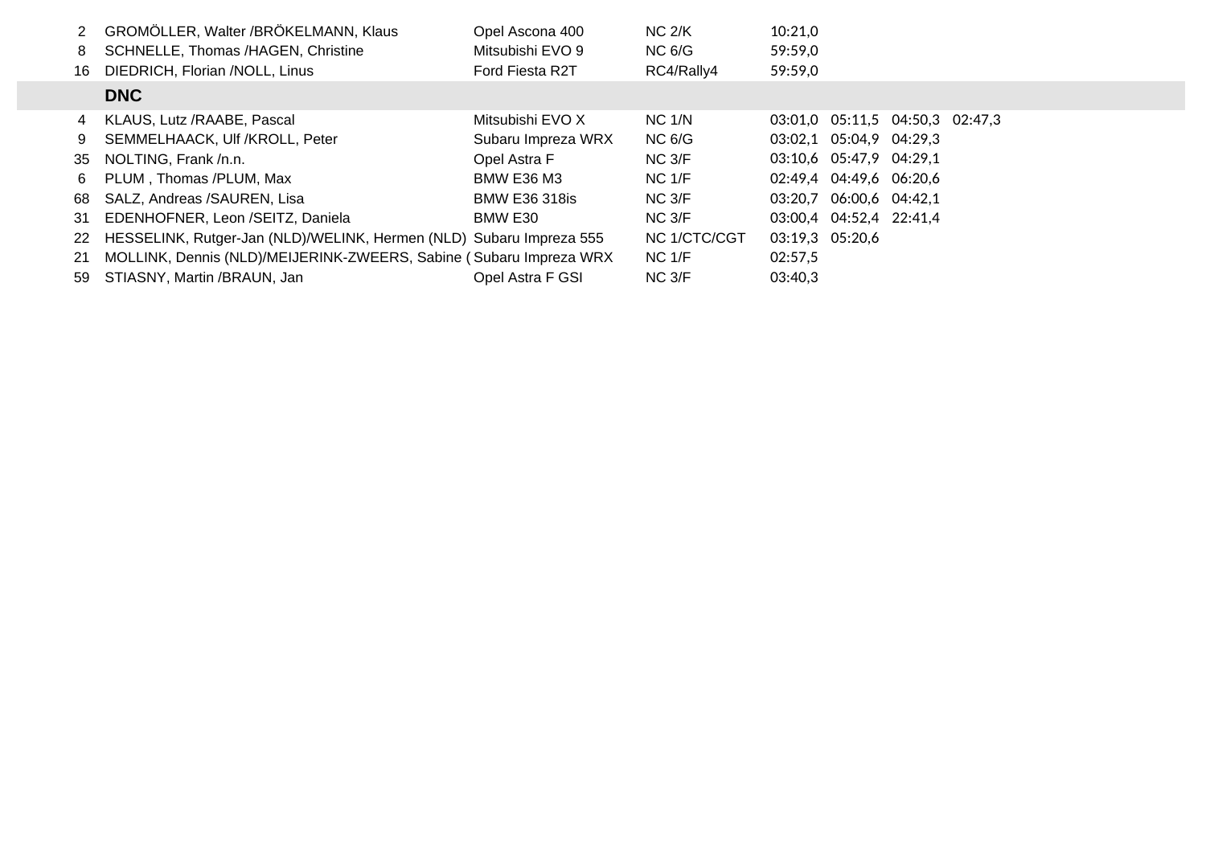| | | | | | | | |
|---|---|---|---|---|---|---|---|
| 2 | GROMÖLLER, Walter /BRÖKELMANN, Klaus | Opel Ascona 400 | NC 2/K | 10:21,0 | | | |
| 8 | SCHNELLE, Thomas /HAGEN, Christine | Mitsubishi EVO 9 | NC 6/G | 59:59,0 | | | |
| 16 | DIEDRICH, Florian /NOLL, Linus | Ford Fiesta R2T | RC4/Rally4 | 59:59,0 | | | |
| | **DNC** | | | | | | |
| 4 | KLAUS, Lutz /RAABE, Pascal | Mitsubishi EVO X | NC 1/N | 03:01,0 | 05:11,5 | 04:50,3 | 02:47,3 |
| 9 | SEMMELHAACK, Ulf /KROLL, Peter | Subaru Impreza WRX | NC 6/G | 03:02,1 | 05:04,9 | 04:29,3 | |
| 35 | NOLTING, Frank /n.n. | Opel Astra F | NC 3/F | 03:10,6 | 05:47,9 | 04:29,1 | |
| 6 | PLUM , Thomas /PLUM, Max | BMW E36 M3 | NC 1/F | 02:49,4 | 04:49,6 | 06:20,6 | |
| 68 | SALZ, Andreas /SAUREN, Lisa | BMW E36 318is | NC 3/F | 03:20,7 | 06:00,6 | 04:42,1 | |
| 31 | EDENHOFNER, Leon /SEITZ, Daniela | BMW E30 | NC 3/F | 03:00,4 | 04:52,4 | 22:41,4 | |
| 22 | HESSELINK, Rutger-Jan (NLD)/WELINK, Hermen (NLD) | Subaru Impreza 555 | NC 1/CTC/CGT | 03:19,3 | 05:20,6 | | |
| 21 | MOLLINK, Dennis (NLD)/MEIJERINK-ZWEERS, Sabine ( | Subaru Impreza WRX | NC 1/F | 02:57,5 | | | |
| 59 | STIASNY, Martin /BRAUN, Jan | Opel Astra F GSI | NC 3/F | 03:40,3 | | | |